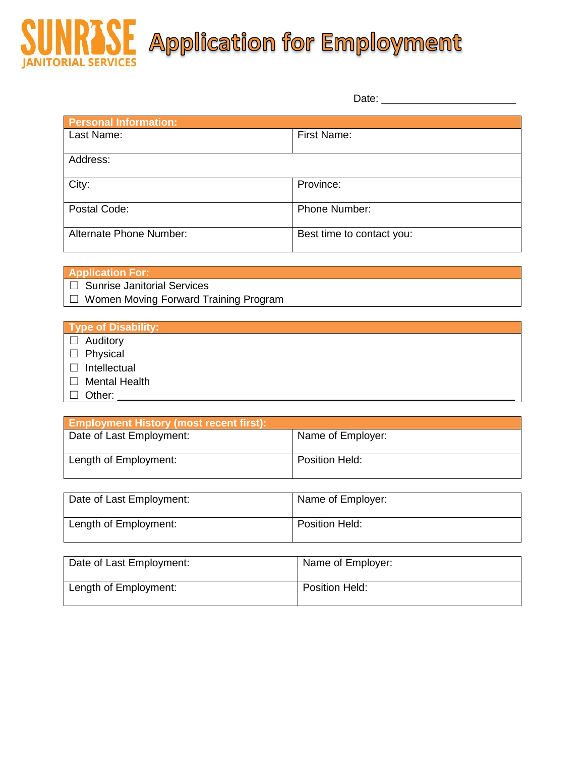# SUNRISE JANITORIAL SERVICES Application for Employment

Date: ______________________

| Personal Information: | |
|---|---|
| Last Name: | First Name: |
| Address: | |
| City: | Province: |
| Postal Code: | Phone Number: |
| Alternate Phone Number: | Best time to contact you: |

**Application For:**

- ☐ Sunrise Janitorial Services
- ☐ Women Moving Forward Training Program

**Type of Disability:**

- ☐ Auditory
- ☐ Physical
- ☐ Intellectual
- ☐ Mental Health
- ☐ Other: ____________________________________________

| Employment History (most recent first): | |
|---|---|
| Date of Last Employment: | Name of Employer: |
| Length of Employment: | Position Held: |

| Date of Last Employment: | Name of Employer: |
|---|---|
| Length of Employment: | Position Held: |

| Date of Last Employment: | Name of Employer: |
|---|---|
| Length of Employment: | Position Held: |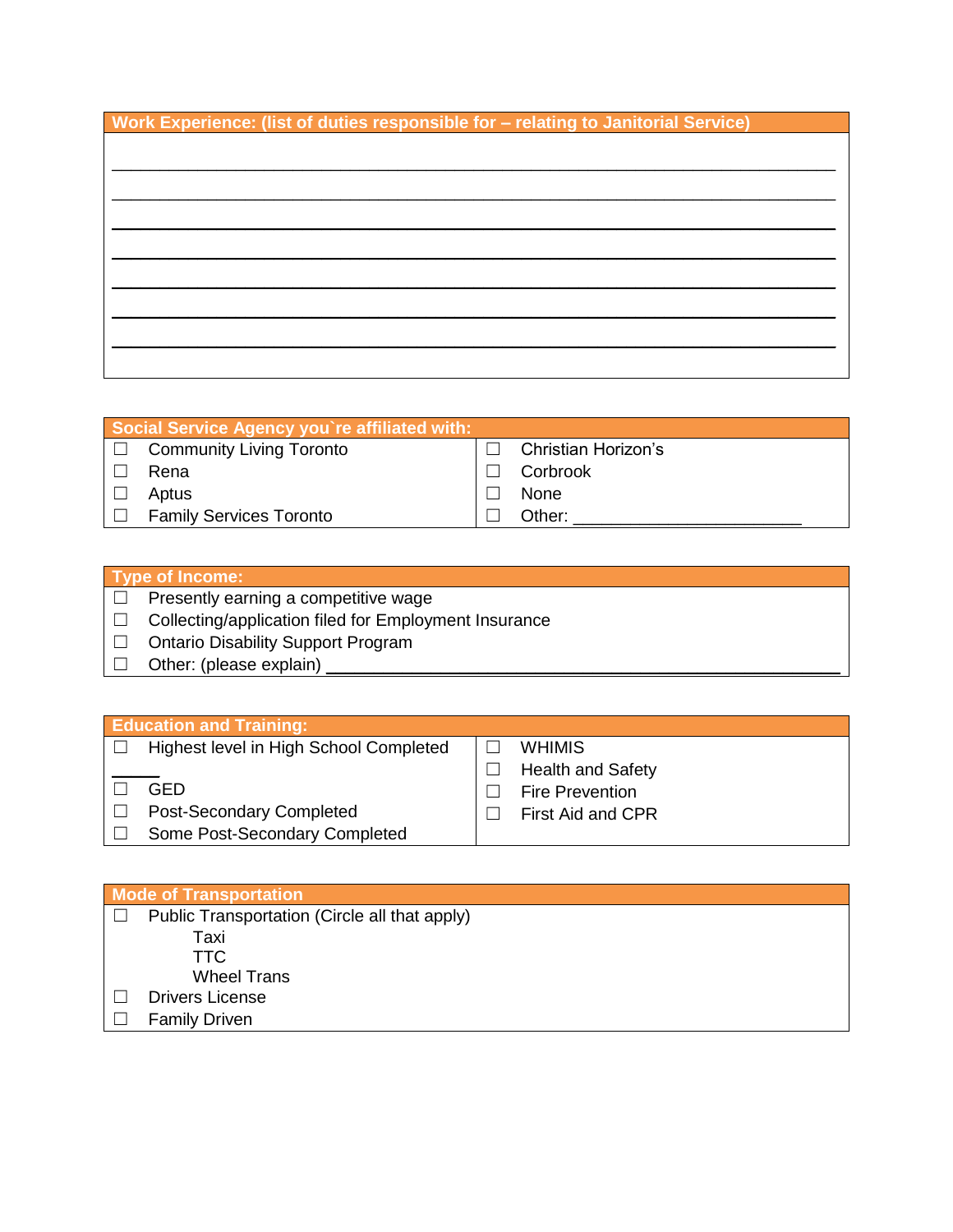## Work Experience: (list of duties responsible for – relating to Janitorial Service)

________________________________________________________________________

________________________________________________________________________

________________________________________________________________________

________________________________________________________________________

________________________________________________________________________

________________________________________________________________________

________________________________________________________________________

## Social Service Agency you`re affiliated with:

| | |
|---|---|
| ☐ Community Living Toronto | ☐ Christian Horizon's |
| ☐ Rena | ☐ Corbrook |
| ☐ Aptus | ☐ None |
| ☐ Family Services Toronto | ☐ Other: ________________________ |

## Type of Income:

☐ Presently earning a competitive wage
☐ Collecting/application filed for Employment Insurance
☐ Ontario Disability Support Program
☐ Other: (please explain) ______________________________________________________

## Education and Training:

| | |
|---|---|
| ☐ Highest level in High School Completed _____ | ☐ WHIMIS |
| | ☐ Health and Safety |
| ☐ GED | ☐ Fire Prevention |
| ☐ Post-Secondary Completed | ☐ First Aid and CPR |
| ☐ Some Post-Secondary Completed | |

## Mode of Transportation

☐ Public Transportation (Circle all that apply)
    Taxi
    TTC
    Wheel Trans
☐ Drivers License
☐ Family Driven